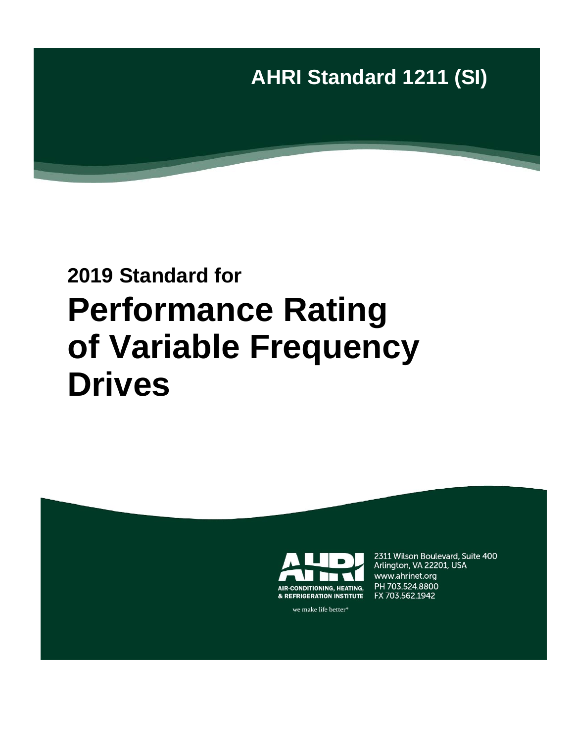AHRI Standard 1211 (SI)

**2019 Standard for**

# Performance Rating of Variable Frequency Drives

AIR-CONDITIONING, HEATING, & REFRIGERATION INSTITUTE

we make life better®

2311 Wilson Boulevard, Suite 400
Arlington, VA 22201, USA
www.ahrinet.org
PH 703.524.8800
FX 703.562.1942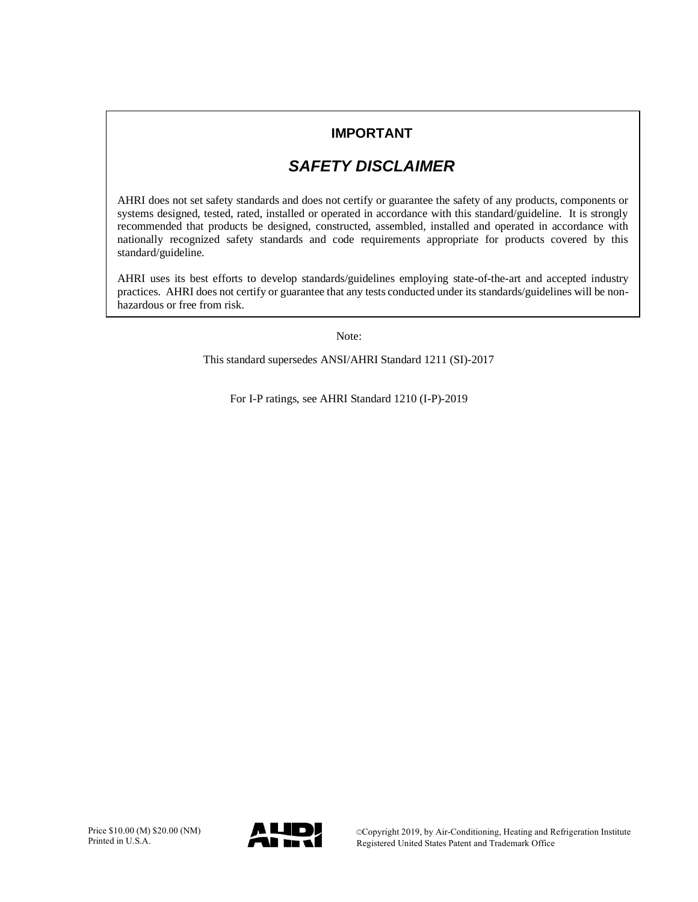**IMPORTANT**

***SAFETY DISCLAIMER***

AHRI does not set safety standards and does not certify or guarantee the safety of any products, components or systems designed, tested, rated, installed or operated in accordance with this standard/guideline. It is strongly recommended that products be designed, constructed, assembled, installed and operated in accordance with nationally recognized safety standards and code requirements appropriate for products covered by this standard/guideline.

AHRI uses its best efforts to develop standards/guidelines employing state-of-the-art and accepted industry practices. AHRI does not certify or guarantee that any tests conducted under its standards/guidelines will be non-hazardous or free from risk.

Note:

This standard supersedes ANSI/AHRI Standard 1211 (SI)-2017

For I-P ratings, see AHRI Standard 1210 (I-P)-2019

Price $10.00 (M) $20.00 (NM)
Printed in U.S.A.

©Copyright 2019, by Air-Conditioning, Heating and Refrigeration Institute
Registered United States Patent and Trademark Office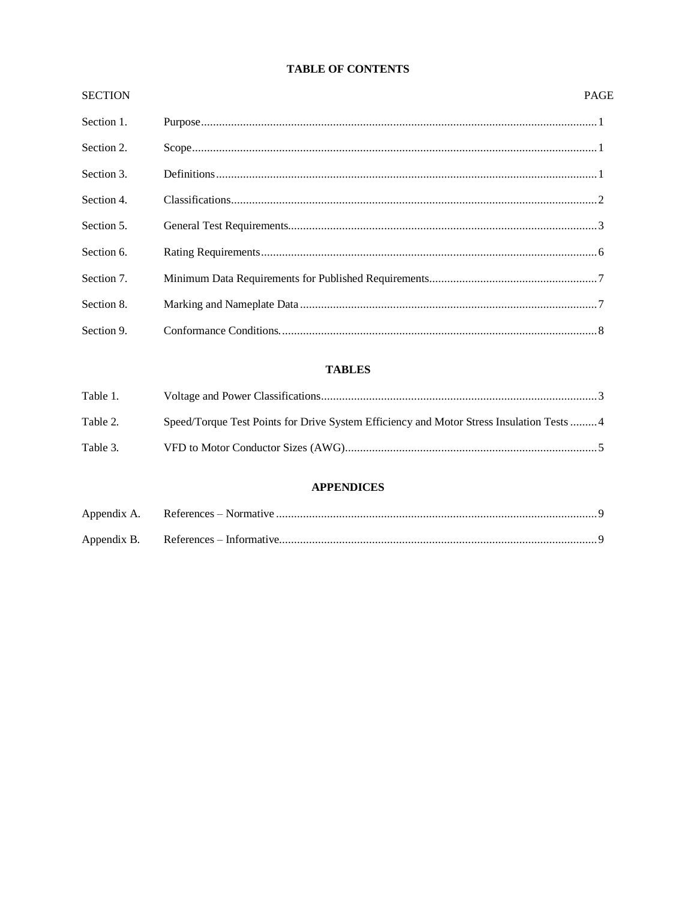# TABLE OF CONTENTS

| SECTION | | PAGE |
|---|---|---|
| Section 1. | Purpose | 1 |
| Section 2. | Scope | 1 |
| Section 3. | Definitions | 1 |
| Section 4. | Classifications | 2 |
| Section 5. | General Test Requirements | 3 |
| Section 6. | Rating Requirements | 6 |
| Section 7. | Minimum Data Requirements for Published Requirements | 7 |
| Section 8. | Marking and Nameplate Data | 7 |
| Section 9. | Conformance Conditions | 8 |

## TABLES

| | | |
|---|---|---|
| Table 1. | Voltage and Power Classifications | 3 |
| Table 2. | Speed/Torque Test Points for Drive System Efficiency and Motor Stress Insulation Tests | 4 |
| Table 3. | VFD to Motor Conductor Sizes (AWG) | 5 |

## APPENDICES

| | | |
|---|---|---|
| Appendix A. | References – Normative | 9 |
| Appendix B. | References – Informative | 9 |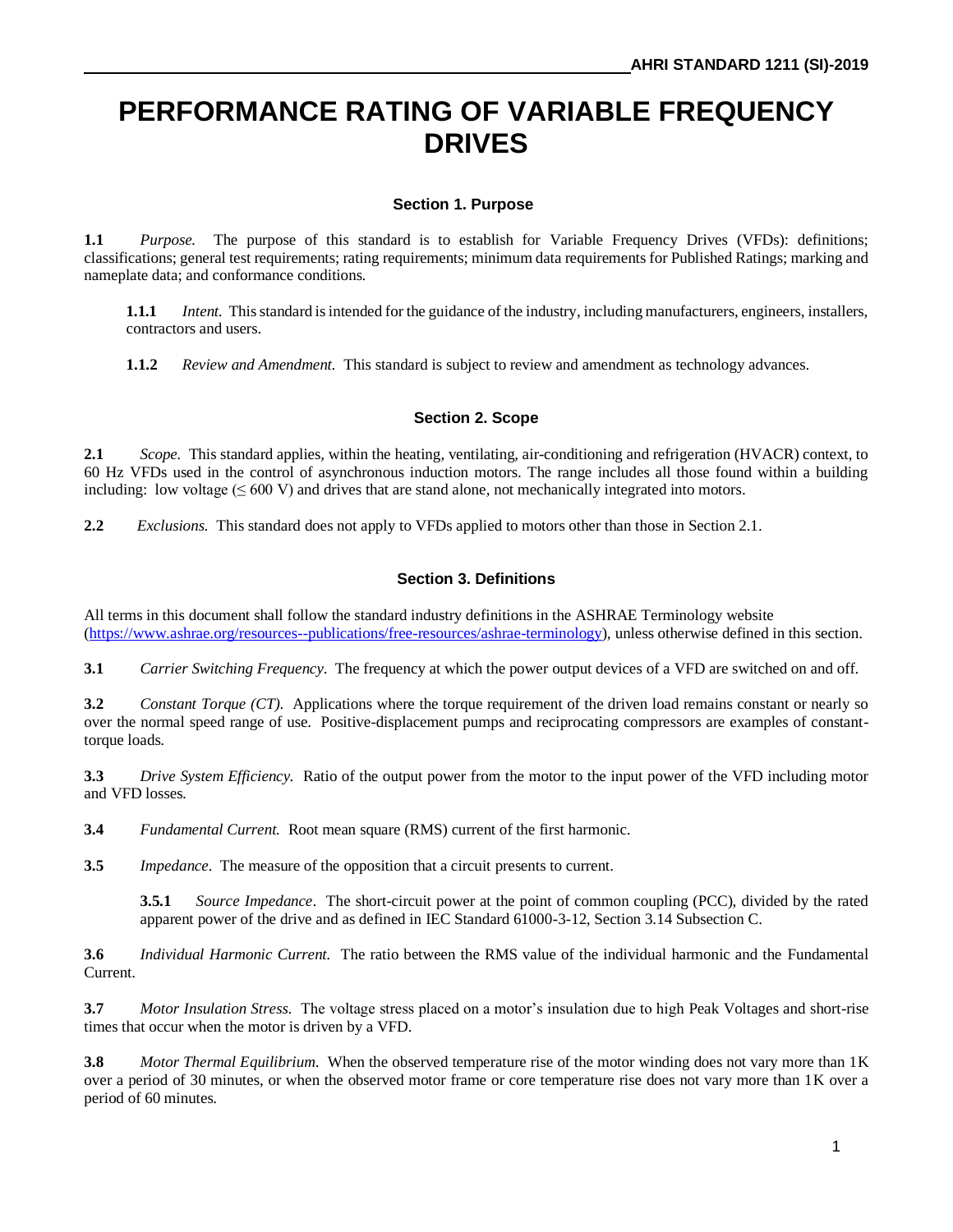# PERFORMANCE RATING OF VARIABLE FREQUENCY DRIVES

### Section 1. Purpose

**1.1** *Purpose.* The purpose of this standard is to establish for Variable Frequency Drives (VFDs): definitions; classifications; general test requirements; rating requirements; minimum data requirements for Published Ratings; marking and nameplate data; and conformance conditions.

**1.1.1** *Intent.* This standard is intended for the guidance of the industry, including manufacturers, engineers, installers, contractors and users.

**1.1.2** *Review and Amendment.* This standard is subject to review and amendment as technology advances.

### Section 2. Scope

**2.1** *Scope.* This standard applies, within the heating, ventilating, air-conditioning and refrigeration (HVACR) context, to 60 Hz VFDs used in the control of asynchronous induction motors. The range includes all those found within a building including: low voltage ($\leq$ 600 V) and drives that are stand alone, not mechanically integrated into motors.

**2.2** *Exclusions.* This standard does not apply to VFDs applied to motors other than those in Section 2.1.

### Section 3. Definitions

All terms in this document shall follow the standard industry definitions in the ASHRAE Terminology website (https://www.ashrae.org/resources--publications/free-resources/ashrae-terminology), unless otherwise defined in this section.

**3.1** *Carrier Switching Frequency*. The frequency at which the power output devices of a VFD are switched on and off.

**3.2** *Constant Torque (CT).* Applications where the torque requirement of the driven load remains constant or nearly so over the normal speed range of use. Positive-displacement pumps and reciprocating compressors are examples of constant-torque loads.

**3.3** *Drive System Efficiency.* Ratio of the output power from the motor to the input power of the VFD including motor and VFD losses.

**3.4** *Fundamental Current.* Root mean square (RMS) current of the first harmonic.

**3.5** *Impedance.* The measure of the opposition that a circuit presents to current.

**3.5.1** *Source Impedance*. The short-circuit power at the point of common coupling (PCC), divided by the rated apparent power of the drive and as defined in IEC Standard 61000-3-12, Section 3.14 Subsection C.

**3.6** *Individual Harmonic Current.* The ratio between the RMS value of the individual harmonic and the Fundamental Current.

**3.7** *Motor Insulation Stress.* The voltage stress placed on a motor's insulation due to high Peak Voltages and short-rise times that occur when the motor is driven by a VFD.

**3.8** *Motor Thermal Equilibrium.* When the observed temperature rise of the motor winding does not vary more than 1K over a period of 30 minutes, or when the observed motor frame or core temperature rise does not vary more than 1K over a period of 60 minutes.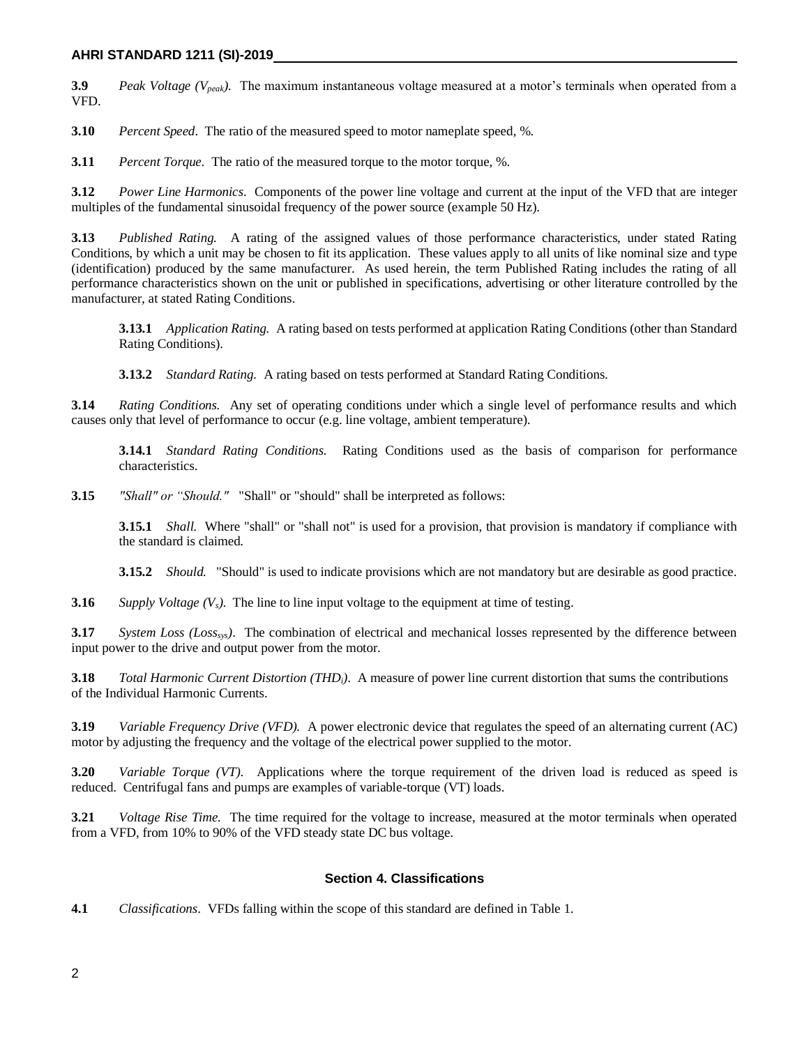**3.9** *Peak Voltage ($V_{peak}$).* The maximum instantaneous voltage measured at a motor's terminals when operated from a VFD.

**3.10** *Percent Speed*. The ratio of the measured speed to motor nameplate speed, %.

**3.11** *Percent Torque*. The ratio of the measured torque to the motor torque, %.

**3.12** *Power Line Harmonics*. Components of the power line voltage and current at the input of the VFD that are integer multiples of the fundamental sinusoidal frequency of the power source (example 50 Hz).

**3.13** *Published Rating.* A rating of the assigned values of those performance characteristics, under stated Rating Conditions, by which a unit may be chosen to fit its application. These values apply to all units of like nominal size and type (identification) produced by the same manufacturer. As used herein, the term Published Rating includes the rating of all performance characteristics shown on the unit or published in specifications, advertising or other literature controlled by the manufacturer, at stated Rating Conditions.

> **3.13.1** *Application Rating.* A rating based on tests performed at application Rating Conditions (other than Standard Rating Conditions).
>
> **3.13.2** *Standard Rating.* A rating based on tests performed at Standard Rating Conditions.

**3.14** *Rating Conditions.* Any set of operating conditions under which a single level of performance results and which causes only that level of performance to occur (e.g. line voltage, ambient temperature).

> **3.14.1** *Standard Rating Conditions.* Rating Conditions used as the basis of comparison for performance characteristics.

**3.15** *"Shall" or "Should."* "Shall" or "should" shall be interpreted as follows:

> **3.15.1** *Shall.* Where "shall" or "shall not" is used for a provision, that provision is mandatory if compliance with the standard is claimed.
>
> **3.15.2** *Should.* "Should" is used to indicate provisions which are not mandatory but are desirable as good practice.

**3.16** *Supply Voltage ($V_s$).* The line to line input voltage to the equipment at time of testing.

**3.17** *System Loss ($Loss_{sys}$)*. The combination of electrical and mechanical losses represented by the difference between input power to the drive and output power from the motor.

**3.18** *Total Harmonic Current Distortion ($THD_i$).* A measure of power line current distortion that sums the contributions of the Individual Harmonic Currents.

**3.19** *Variable Frequency Drive (VFD).* A power electronic device that regulates the speed of an alternating current (AC) motor by adjusting the frequency and the voltage of the electrical power supplied to the motor.

**3.20** *Variable Torque (VT).* Applications where the torque requirement of the driven load is reduced as speed is reduced. Centrifugal fans and pumps are examples of variable-torque (VT) loads.

**3.21** *Voltage Rise Time.* The time required for the voltage to increase, measured at the motor terminals when operated from a VFD, from 10% to 90% of the VFD steady state DC bus voltage.

## Section 4. Classifications

**4.1** *Classifications*. VFDs falling within the scope of this standard are defined in Table 1.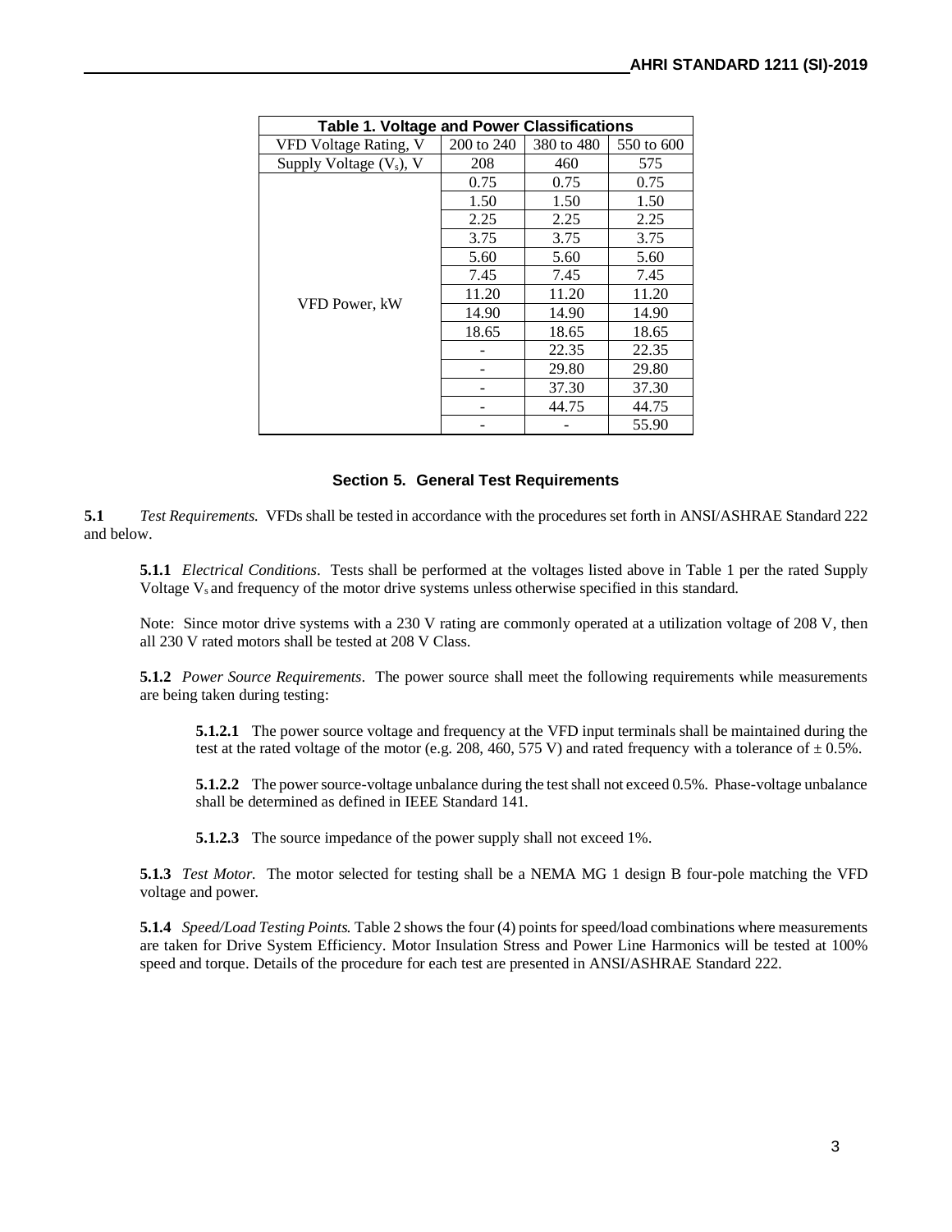| Table 1. Voltage and Power Classifications | | | |
|---|---|---|---|
| VFD Voltage Rating, V | 200 to 240 | 380 to 480 | 550 to 600 |
| Supply Voltage ($V_s$), V | 208 | 460 | 575 |
| VFD Power, kW | 0.75 | 0.75 | 0.75 |
| | 1.50 | 1.50 | 1.50 |
| | 2.25 | 2.25 | 2.25 |
| | 3.75 | 3.75 | 3.75 |
| | 5.60 | 5.60 | 5.60 |
| | 7.45 | 7.45 | 7.45 |
| | 11.20 | 11.20 | 11.20 |
| | 14.90 | 14.90 | 14.90 |
| | 18.65 | 18.65 | 18.65 |
| | - | 22.35 | 22.35 |
| | - | 29.80 | 29.80 |
| | - | 37.30 | 37.30 |
| | - | 44.75 | 44.75 |
| | - | - | 55.90 |

## Section 5. General Test Requirements

**5.1** *Test Requirements.* VFDs shall be tested in accordance with the procedures set forth in ANSI/ASHRAE Standard 222 and below.

**5.1.1** *Electrical Conditions*. Tests shall be performed at the voltages listed above in Table 1 per the rated Supply Voltage $V_s$ and frequency of the motor drive systems unless otherwise specified in this standard.

Note: Since motor drive systems with a 230 V rating are commonly operated at a utilization voltage of 208 V, then all 230 V rated motors shall be tested at 208 V Class.

**5.1.2** *Power Source Requirements*. The power source shall meet the following requirements while measurements are being taken during testing:

**5.1.2.1** The power source voltage and frequency at the VFD input terminals shall be maintained during the test at the rated voltage of the motor (e.g. 208, 460, 575 V) and rated frequency with a tolerance of ± 0.5%.

**5.1.2.2** The power source-voltage unbalance during the test shall not exceed 0.5%. Phase-voltage unbalance shall be determined as defined in IEEE Standard 141.

**5.1.2.3** The source impedance of the power supply shall not exceed 1%.

**5.1.3** *Test Motor.* The motor selected for testing shall be a NEMA MG 1 design B four-pole matching the VFD voltage and power.

**5.1.4** *Speed/Load Testing Points.* Table 2 shows the four (4) points for speed/load combinations where measurements are taken for Drive System Efficiency. Motor Insulation Stress and Power Line Harmonics will be tested at 100% speed and torque. Details of the procedure for each test are presented in ANSI/ASHRAE Standard 222.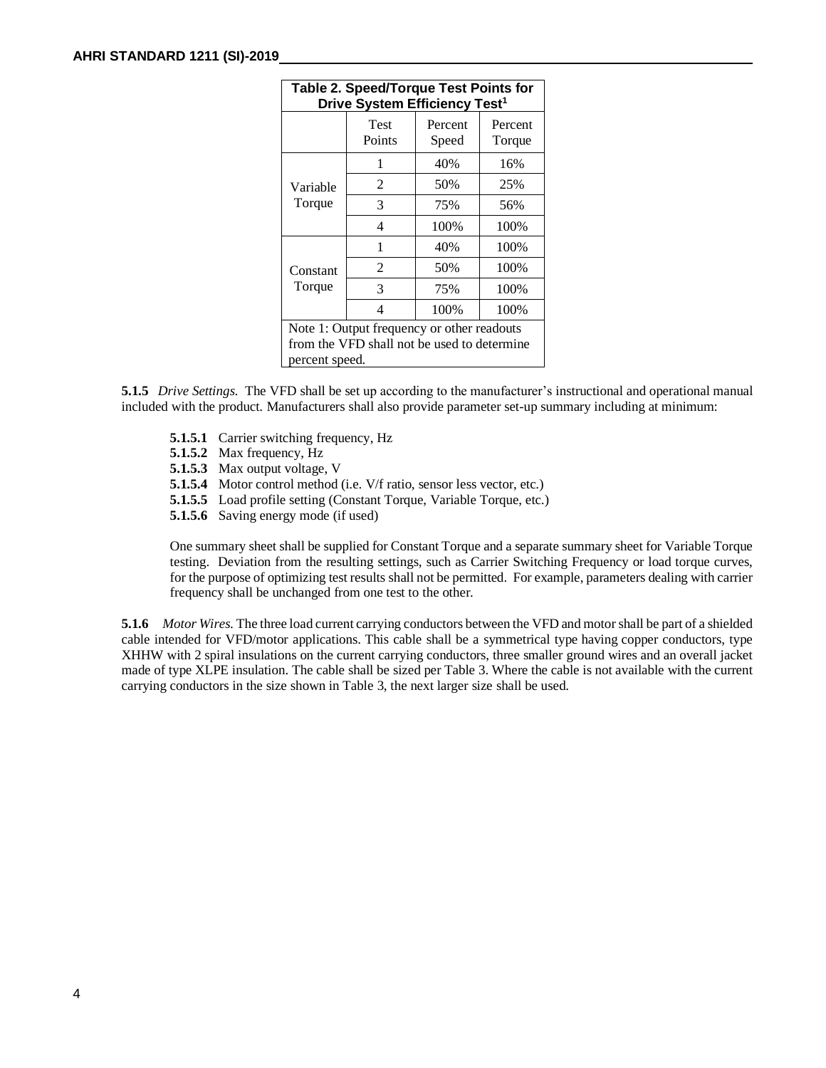**Table 2. Speed/Torque Test Points for Drive System Efficiency Test[1]**

| | Test Points | Percent Speed | Percent Torque |
|---|---|---|---|
| Variable Torque | 1 | 40% | 16% |
| | 2 | 50% | 25% |
| | 3 | 75% | 56% |
| | 4 | 100% | 100% |
| Constant Torque | 1 | 40% | 100% |
| | 2 | 50% | 100% |
| | 3 | 75% | 100% |
| | 4 | 100% | 100% |

Note 1: Output frequency or other readouts from the VFD shall not be used to determine percent speed.

**5.1.5** *Drive Settings.* The VFD shall be set up according to the manufacturer's instructional and operational manual included with the product. Manufacturers shall also provide parameter set-up summary including at minimum:

- **5.1.5.1** Carrier switching frequency, Hz
- **5.1.5.2** Max frequency, Hz
- **5.1.5.3** Max output voltage, V
- **5.1.5.4** Motor control method (i.e. V/f ratio, sensor less vector, etc.)
- **5.1.5.5** Load profile setting (Constant Torque, Variable Torque, etc.)
- **5.1.5.6** Saving energy mode (if used)

One summary sheet shall be supplied for Constant Torque and a separate summary sheet for Variable Torque testing. Deviation from the resulting settings, such as Carrier Switching Frequency or load torque curves, for the purpose of optimizing test results shall not be permitted. For example, parameters dealing with carrier frequency shall be unchanged from one test to the other.

**5.1.6** *Motor Wires.* The three load current carrying conductors between the VFD and motor shall be part of a shielded cable intended for VFD/motor applications. This cable shall be a symmetrical type having copper conductors, type XHHW with 2 spiral insulations on the current carrying conductors, three smaller ground wires and an overall jacket made of type XLPE insulation. The cable shall be sized per Table 3. Where the cable is not available with the current carrying conductors in the size shown in Table 3, the next larger size shall be used.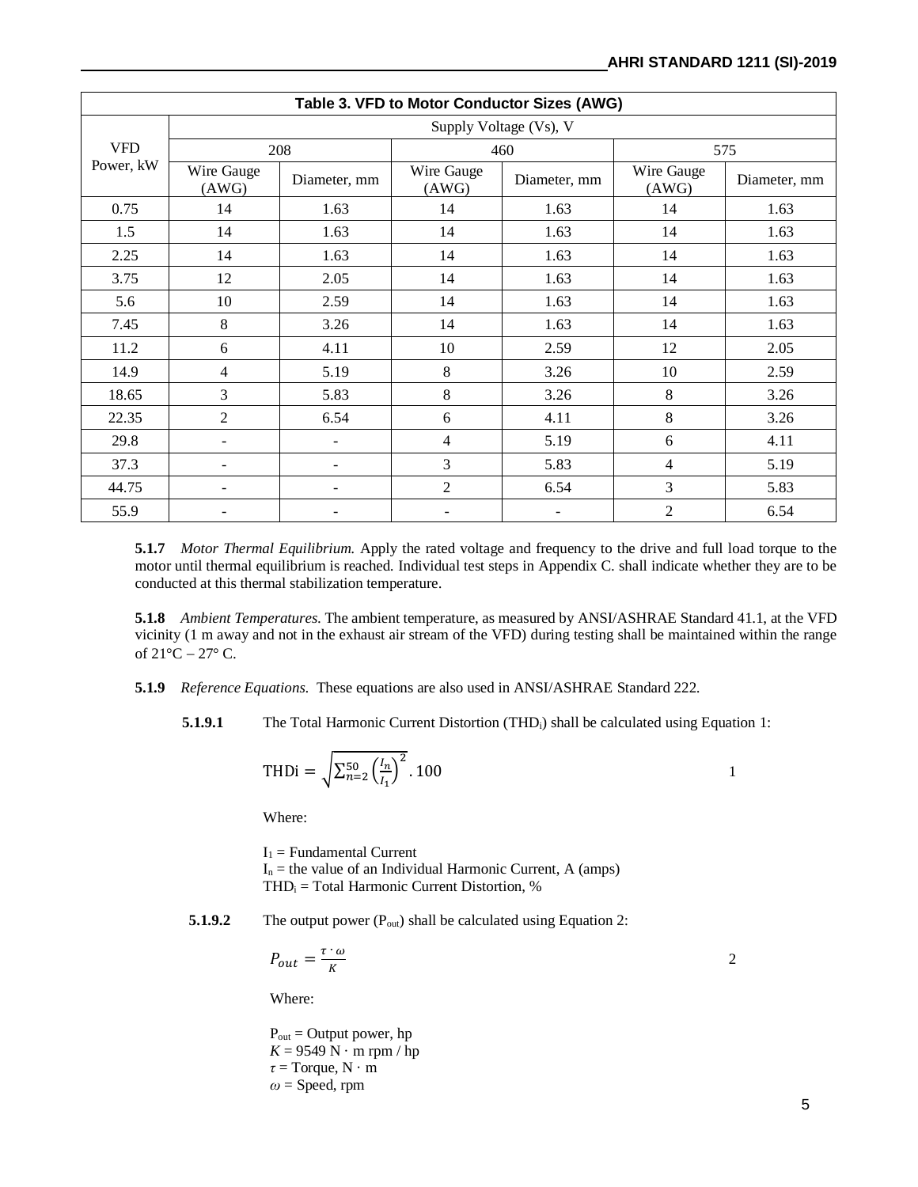| Table 3. VFD to Motor Conductor Sizes (AWG) | | | | | | |
|---|---|---|---|---|---|---|
| VFD Power, kW | Supply Voltage (Vs), V | | | | | |
| | 208 | | 460 | | 575 | |
| | Wire Gauge (AWG) | Diameter, mm | Wire Gauge (AWG) | Diameter, mm | Wire Gauge (AWG) | Diameter, mm |
| 0.75 | 14 | 1.63 | 14 | 1.63 | 14 | 1.63 |
| 1.5 | 14 | 1.63 | 14 | 1.63 | 14 | 1.63 |
| 2.25 | 14 | 1.63 | 14 | 1.63 | 14 | 1.63 |
| 3.75 | 12 | 2.05 | 14 | 1.63 | 14 | 1.63 |
| 5.6 | 10 | 2.59 | 14 | 1.63 | 14 | 1.63 |
| 7.45 | 8 | 3.26 | 14 | 1.63 | 14 | 1.63 |
| 11.2 | 6 | 4.11 | 10 | 2.59 | 12 | 2.05 |
| 14.9 | 4 | 5.19 | 8 | 3.26 | 10 | 2.59 |
| 18.65 | 3 | 5.83 | 8 | 3.26 | 8 | 3.26 |
| 22.35 | 2 | 6.54 | 6 | 4.11 | 8 | 3.26 |
| 29.8 | - | - | 4 | 5.19 | 6 | 4.11 |
| 37.3 | - | - | 3 | 5.83 | 4 | 5.19 |
| 44.75 | - | - | 2 | 6.54 | 3 | 5.83 |
| 55.9 | - | - | - | - | 2 | 6.54 |

**5.1.7** *Motor Thermal Equilibrium.* Apply the rated voltage and frequency to the drive and full load torque to the motor until thermal equilibrium is reached. Individual test steps in Appendix C. shall indicate whether they are to be conducted at this thermal stabilization temperature.

**5.1.8** *Ambient Temperatures.* The ambient temperature, as measured by ANSI/ASHRAE Standard 41.1, at the VFD vicinity (1 m away and not in the exhaust air stream of the VFD) during testing shall be maintained within the range of 21°C – 27° C.

**5.1.9** *Reference Equations.* These equations are also used in ANSI/ASHRAE Standard 222.

**5.1.9.1** The Total Harmonic Current Distortion ($THD_i$) shall be calculated using Equation 1:

$$\text{THDi} = \sqrt{\sum_{n=2}^{50}\left(\frac{I_n}{I_1}\right)^2}\,.\,100 \qquad 1$$

Where:

$I_1$ = Fundamental Current
$I_n$ = the value of an Individual Harmonic Current, A (amps)
$THD_i$ = Total Harmonic Current Distortion, %

**5.1.9.2** The output power ($P_{out}$) shall be calculated using Equation 2:

$$P_{out} = \frac{\tau \cdot \omega}{K} \qquad 2$$

Where:

$P_{out}$ = Output power, hp
$K$ = 9549 N · m rpm / hp
$\tau$ = Torque, N · m
$\omega$ = Speed, rpm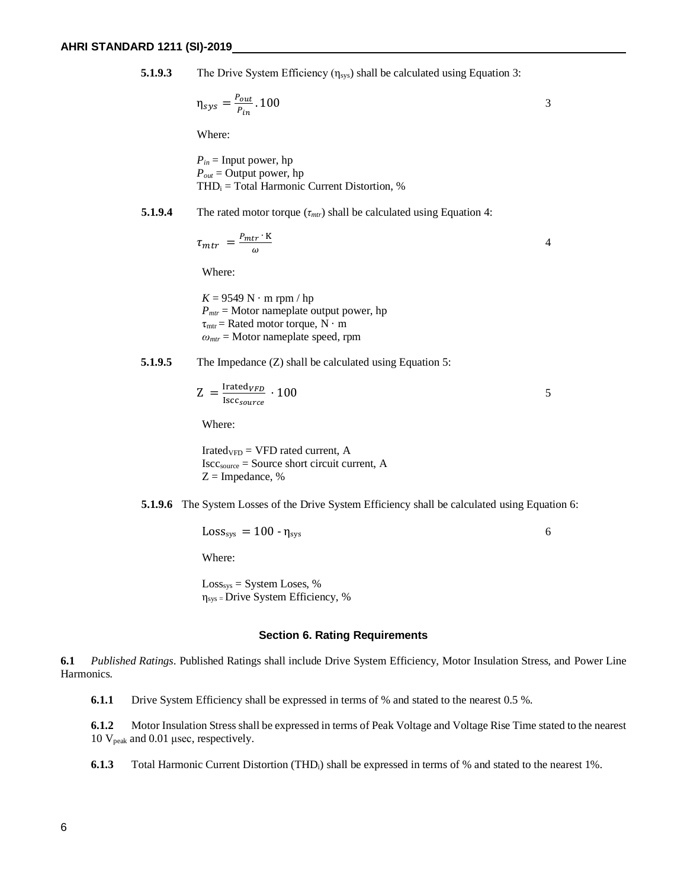**5.1.9.3** The Drive System Efficiency ($\eta_{sys}$) shall be calculated using Equation 3:

$$\eta_{sys} = \frac{P_{out}}{P_{in}} . 100 \qquad 3$$

Where:

$P_{in}$ = Input power, hp
$P_{out}$ = Output power, hp
$THD_i$ = Total Harmonic Current Distortion, %

**5.1.9.4** The rated motor torque ($\tau_{mtr}$) shall be calculated using Equation 4:

$$\tau_{mtr} = \frac{P_{mtr} \cdot K}{\omega} \qquad 4$$

Where:

$K$ = 9549 N · m rpm / hp
$P_{mtr}$ = Motor nameplate output power, hp
$\tau_{mtr}$ = Rated motor torque, N · m
$\omega_{mtr}$ = Motor nameplate speed, rpm

**5.1.9.5** The Impedance (Z) shall be calculated using Equation 5:

$$Z = \frac{Irated_{VFD}}{Iscc_{source}} \cdot 100 \qquad 5$$

Where:

$Irated_{VFD}$ = VFD rated current, A
$Iscc_{source}$ = Source short circuit current, A
Z = Impedance, %

**5.1.9.6** The System Losses of the Drive System Efficiency shall be calculated using Equation 6:

$$Loss_{sys} = 100 - \eta_{sys} \qquad 6$$

Where:

$Loss_{sys}$ = System Loses, %
$\eta_{sys}$ = Drive System Efficiency, %

## Section 6. Rating Requirements

**6.1** *Published Ratings*. Published Ratings shall include Drive System Efficiency, Motor Insulation Stress, and Power Line Harmonics.

**6.1.1** Drive System Efficiency shall be expressed in terms of % and stated to the nearest 0.5 %.

**6.1.2** Motor Insulation Stress shall be expressed in terms of Peak Voltage and Voltage Rise Time stated to the nearest 10 $V_{peak}$ and 0.01 µsec, respectively.

**6.1.3** Total Harmonic Current Distortion ($THD_i$) shall be expressed in terms of % and stated to the nearest 1%.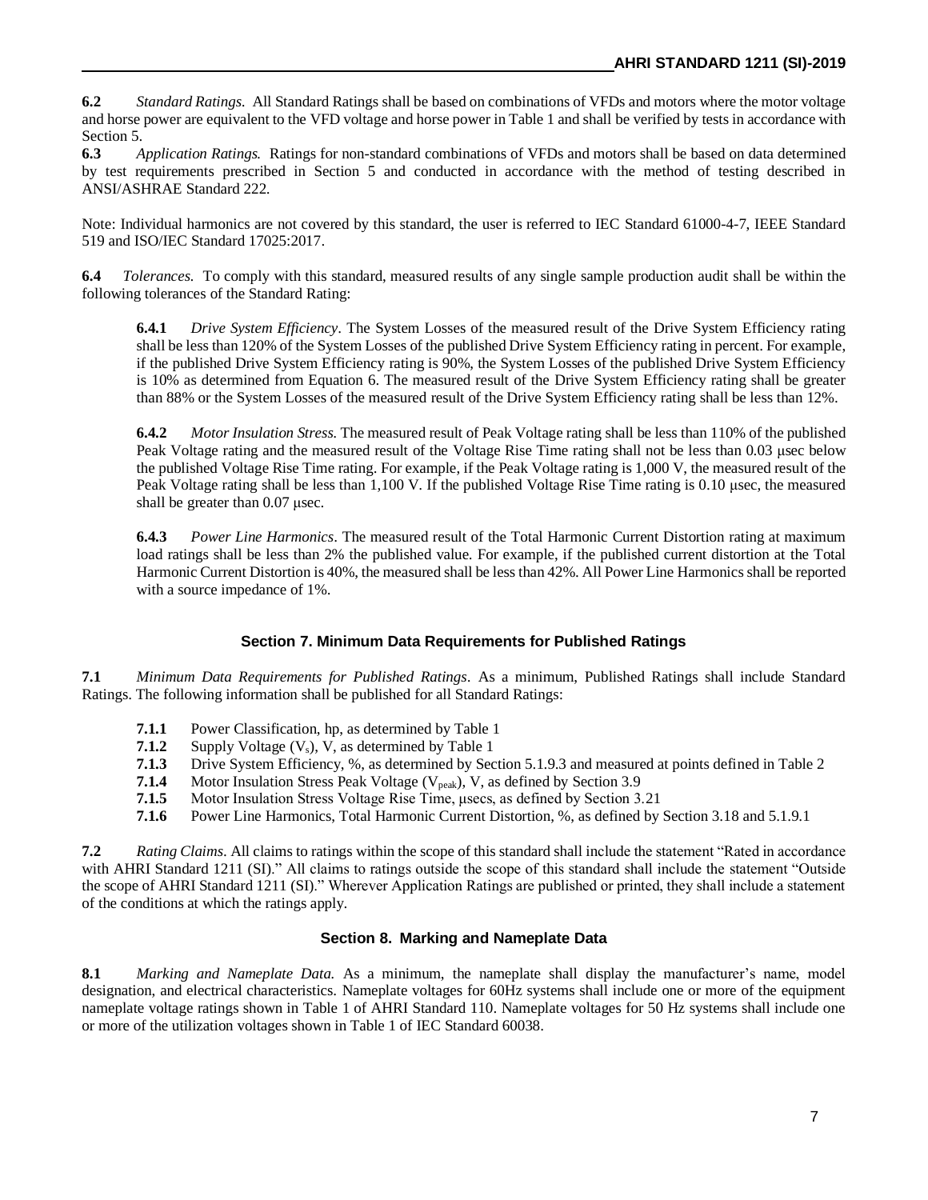**6.2** *Standard Ratings.* All Standard Ratings shall be based on combinations of VFDs and motors where the motor voltage and horse power are equivalent to the VFD voltage and horse power in Table 1 and shall be verified by tests in accordance with Section 5.

**6.3** *Application Ratings.* Ratings for non-standard combinations of VFDs and motors shall be based on data determined by test requirements prescribed in Section 5 and conducted in accordance with the method of testing described in ANSI/ASHRAE Standard 222.

Note: Individual harmonics are not covered by this standard, the user is referred to IEC Standard 61000-4-7, IEEE Standard 519 and ISO/IEC Standard 17025:2017.

**6.4** *Tolerances.* To comply with this standard, measured results of any single sample production audit shall be within the following tolerances of the Standard Rating:

**6.4.1** *Drive System Efficiency*. The System Losses of the measured result of the Drive System Efficiency rating shall be less than 120% of the System Losses of the published Drive System Efficiency rating in percent. For example, if the published Drive System Efficiency rating is 90%, the System Losses of the published Drive System Efficiency is 10% as determined from Equation 6. The measured result of the Drive System Efficiency rating shall be greater than 88% or the System Losses of the measured result of the Drive System Efficiency rating shall be less than 12%.

**6.4.2** *Motor Insulation Stress.* The measured result of Peak Voltage rating shall be less than 110% of the published Peak Voltage rating and the measured result of the Voltage Rise Time rating shall not be less than 0.03 μsec below the published Voltage Rise Time rating. For example, if the Peak Voltage rating is 1,000 V, the measured result of the Peak Voltage rating shall be less than 1,100 V. If the published Voltage Rise Time rating is 0.10 μsec, the measured shall be greater than 0.07 μsec.

**6.4.3** *Power Line Harmonics*. The measured result of the Total Harmonic Current Distortion rating at maximum load ratings shall be less than 2% the published value. For example, if the published current distortion at the Total Harmonic Current Distortion is 40%, the measured shall be less than 42%. All Power Line Harmonics shall be reported with a source impedance of 1%.

## Section 7. Minimum Data Requirements for Published Ratings

**7.1** *Minimum Data Requirements for Published Ratings*. As a minimum, Published Ratings shall include Standard Ratings. The following information shall be published for all Standard Ratings:

- **7.1.1** Power Classification, hp, as determined by Table 1
- **7.1.2** Supply Voltage ($V_s$), V, as determined by Table 1
- **7.1.3** Drive System Efficiency, %, as determined by Section 5.1.9.3 and measured at points defined in Table 2
- **7.1.4** Motor Insulation Stress Peak Voltage ($V_{peak}$), V, as defined by Section 3.9
- **7.1.5** Motor Insulation Stress Voltage Rise Time, μsecs, as defined by Section 3.21
- **7.1.6** Power Line Harmonics, Total Harmonic Current Distortion, %, as defined by Section 3.18 and 5.1.9.1

**7.2** *Rating Claims*. All claims to ratings within the scope of this standard shall include the statement "Rated in accordance with AHRI Standard 1211 (SI)." All claims to ratings outside the scope of this standard shall include the statement "Outside the scope of AHRI Standard 1211 (SI)." Wherever Application Ratings are published or printed, they shall include a statement of the conditions at which the ratings apply.

## Section 8. Marking and Nameplate Data

**8.1** *Marking and Nameplate Data.* As a minimum, the nameplate shall display the manufacturer's name, model designation, and electrical characteristics. Nameplate voltages for 60Hz systems shall include one or more of the equipment nameplate voltage ratings shown in Table 1 of AHRI Standard 110. Nameplate voltages for 50 Hz systems shall include one or more of the utilization voltages shown in Table 1 of IEC Standard 60038.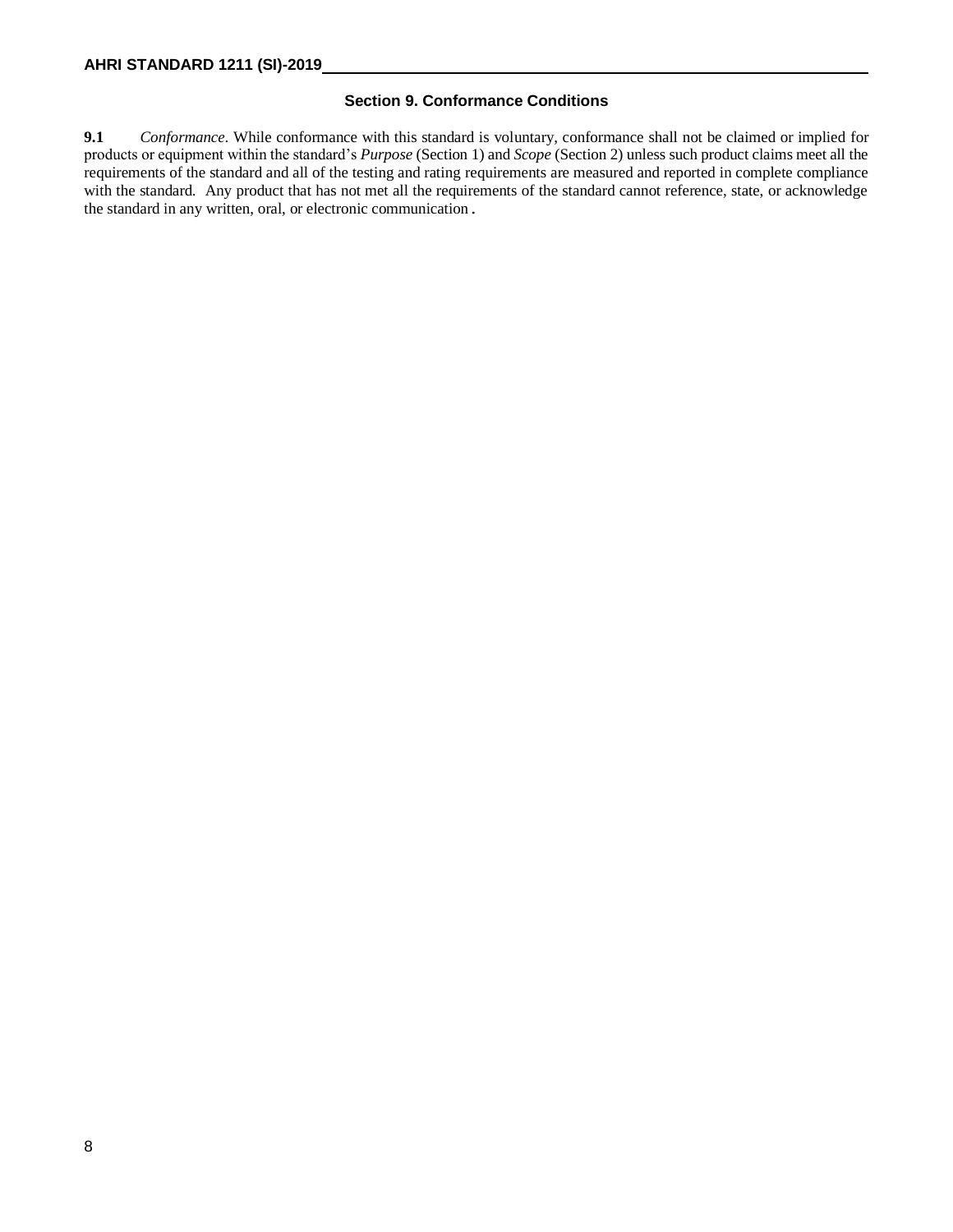## Section 9. Conformance Conditions

**9.1** *Conformance*. While conformance with this standard is voluntary, conformance shall not be claimed or implied for products or equipment within the standard's *Purpose* (Section 1) and *Scope* (Section 2) unless such product claims meet all the requirements of the standard and all of the testing and rating requirements are measured and reported in complete compliance with the standard. Any product that has not met all the requirements of the standard cannot reference, state, or acknowledge the standard in any written, oral, or electronic communication.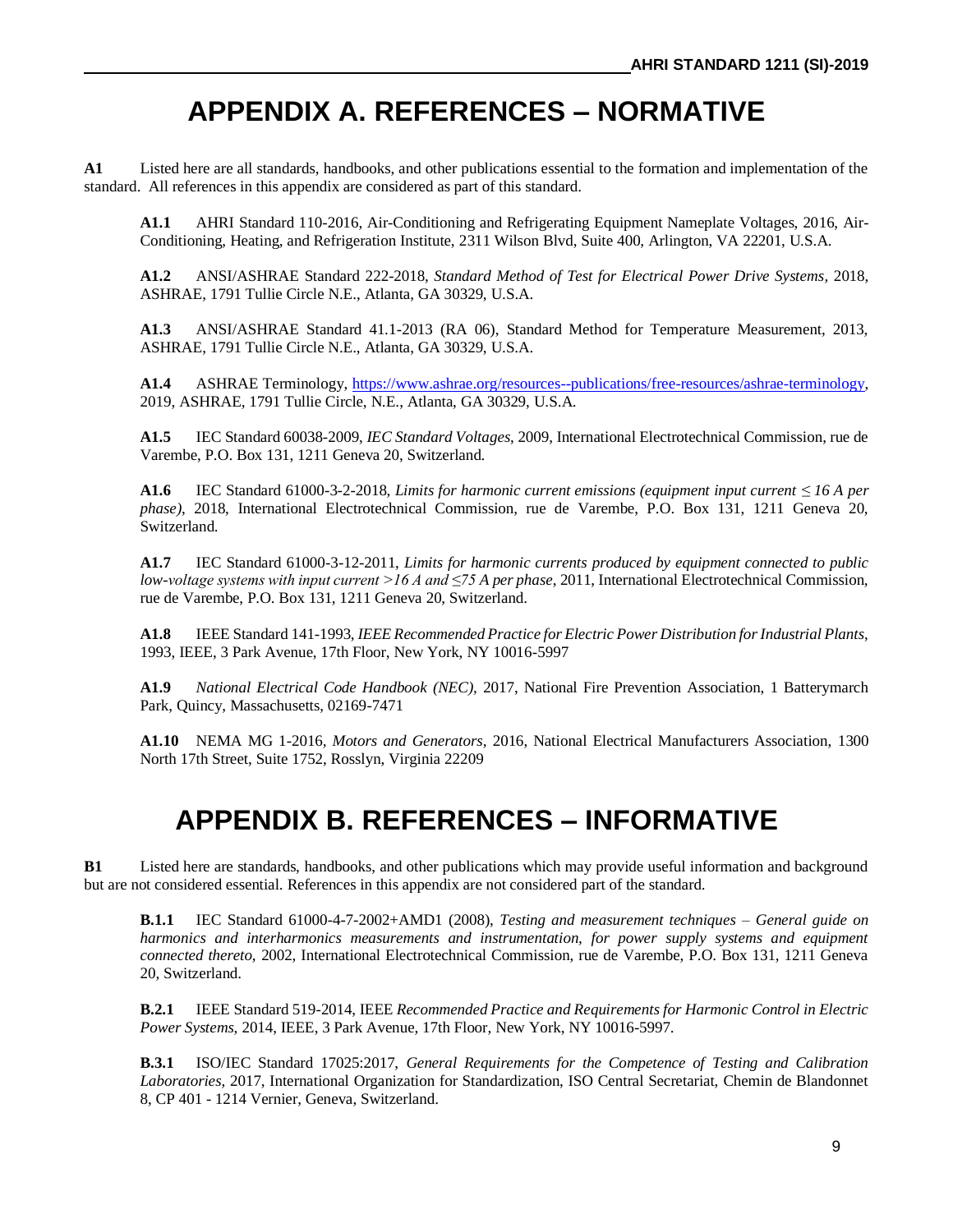# APPENDIX A. REFERENCES – NORMATIVE

**A1** Listed here are all standards, handbooks, and other publications essential to the formation and implementation of the standard. All references in this appendix are considered as part of this standard.

**A1.1** AHRI Standard 110-2016, Air-Conditioning and Refrigerating Equipment Nameplate Voltages, 2016, Air-Conditioning, Heating, and Refrigeration Institute, 2311 Wilson Blvd, Suite 400, Arlington, VA 22201, U.S.A.

**A1.2** ANSI/ASHRAE Standard 222-2018, *Standard Method of Test for Electrical Power Drive Systems*, 2018, ASHRAE, 1791 Tullie Circle N.E., Atlanta, GA 30329, U.S.A.

**A1.3** ANSI/ASHRAE Standard 41.1-2013 (RA 06), Standard Method for Temperature Measurement, 2013, ASHRAE, 1791 Tullie Circle N.E., Atlanta, GA 30329, U.S.A.

**A1.4** ASHRAE Terminology, https://www.ashrae.org/resources--publications/free-resources/ashrae-terminology, 2019, ASHRAE, 1791 Tullie Circle, N.E., Atlanta, GA 30329, U.S.A.

**A1.5** IEC Standard 60038-2009, *IEC Standard Voltages*, 2009, International Electrotechnical Commission, rue de Varembe, P.O. Box 131, 1211 Geneva 20, Switzerland.

**A1.6** IEC Standard 61000-3-2-2018, *Limits for harmonic current emissions (equipment input current ≤ 16 A per phase)*, 2018, International Electrotechnical Commission, rue de Varembe, P.O. Box 131, 1211 Geneva 20, Switzerland.

**A1.7** IEC Standard 61000-3-12-2011, *Limits for harmonic currents produced by equipment connected to public low-voltage systems with input current >16 A and ≤75 A per phase*, 2011, International Electrotechnical Commission, rue de Varembe, P.O. Box 131, 1211 Geneva 20, Switzerland.

**A1.8** IEEE Standard 141-1993, *IEEE Recommended Practice for Electric Power Distribution for Industrial Plants*, 1993, IEEE, 3 Park Avenue, 17th Floor, New York, NY 10016-5997

**A1.9** *National Electrical Code Handbook (NEC)*, 2017, National Fire Prevention Association, 1 Batterymarch Park, Quincy, Massachusetts, 02169-7471

**A1.10** NEMA MG 1-2016, *Motors and Generators*, 2016, National Electrical Manufacturers Association, 1300 North 17th Street, Suite 1752, Rosslyn, Virginia 22209

# APPENDIX B. REFERENCES – INFORMATIVE

**B1** Listed here are standards, handbooks, and other publications which may provide useful information and background but are not considered essential. References in this appendix are not considered part of the standard.

**B.1.1** IEC Standard 61000-4-7-2002+AMD1 (2008), *Testing and measurement techniques – General guide on harmonics and interharmonics measurements and instrumentation, for power supply systems and equipment connected thereto*, 2002, International Electrotechnical Commission, rue de Varembe, P.O. Box 131, 1211 Geneva 20, Switzerland.

**B.2.1** IEEE Standard 519-2014, IEEE *Recommended Practice and Requirements for Harmonic Control in Electric Power Systems*, 2014, IEEE, 3 Park Avenue, 17th Floor, New York, NY 10016-5997.

**B.3.1** ISO/IEC Standard 17025:2017, *General Requirements for the Competence of Testing and Calibration Laboratories*, 2017, International Organization for Standardization, ISO Central Secretariat, Chemin de Blandonnet 8, CP 401 - 1214 Vernier, Geneva, Switzerland.